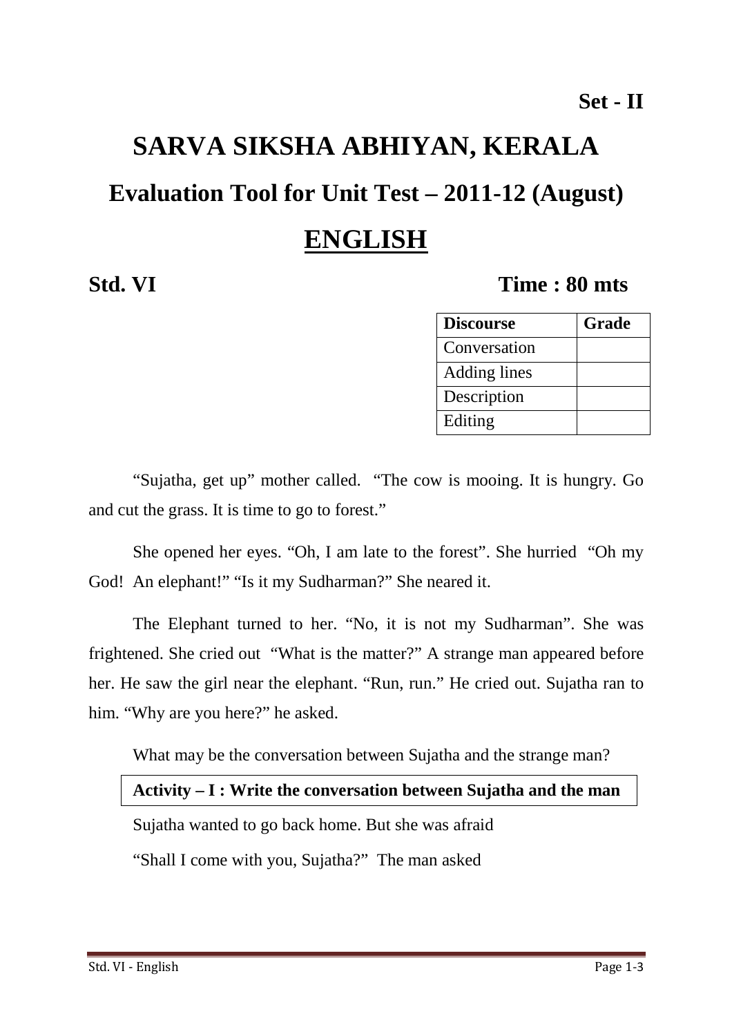**Set - II**

# SARVA SIKSHA ABHIYAN, KERALA

## Evaluation Tool for Unit Test – 2011-12 (August)

## ENGLISH

**Std. VI** **Time : 80 mts**

| Discourse | Grade |
|---|---|
| Conversation | |
| Adding lines | |
| Description | |
| Editing | |

"Sujatha, get up" mother called. "The cow is mooing. It is hungry. Go and cut the grass. It is time to go to forest."

She opened her eyes. "Oh, I am late to the forest". She hurried "Oh my God! An elephant!" "Is it my Sudharman?" She neared it.

The Elephant turned to her. "No, it is not my Sudharman". She was frightened. She cried out "What is the matter?" A strange man appeared before her. He saw the girl near the elephant. "Run, run." He cried out. Sujatha ran to him. "Why are you here?" he asked.

What may be the conversation between Sujatha and the strange man?

**Activity – I : Write the conversation between Sujatha and the man**

Sujatha wanted to go back home. But she was afraid

"Shall I come with you, Sujatha?" The man asked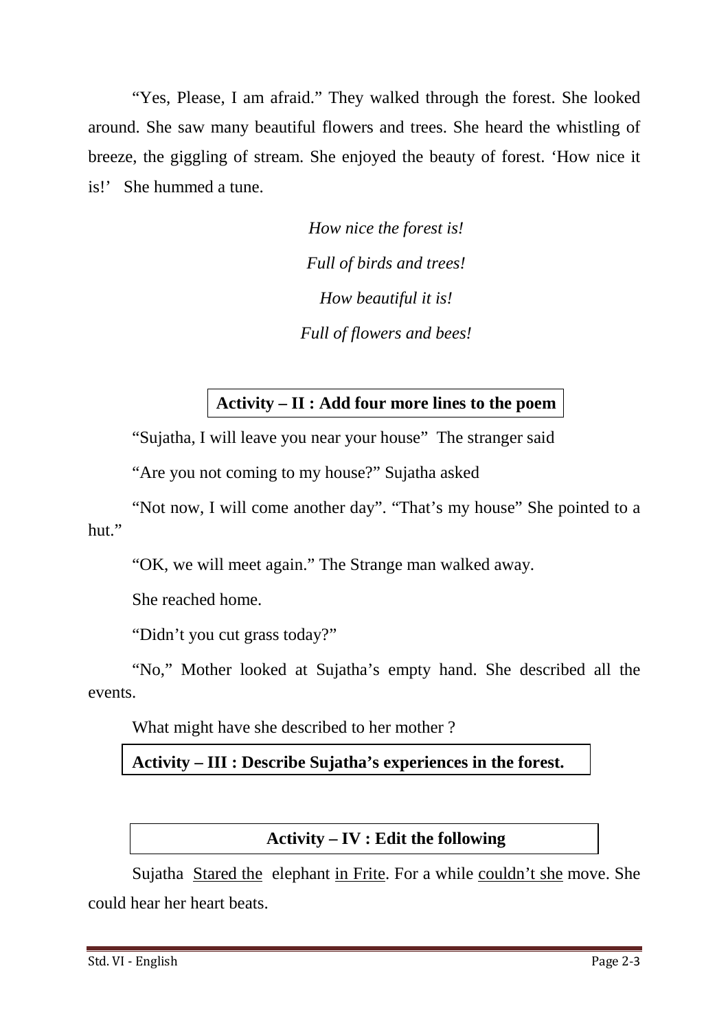"Yes, Please, I am afraid." They walked through the forest. She looked around. She saw many beautiful flowers and trees. She heard the whistling of breeze, the giggling of stream. She enjoyed the beauty of forest. 'How nice it is!' She hummed a tune.

*How nice the forest is!*
*Full of birds and trees!*
*How beautiful it is!*
*Full of flowers and bees!*

**Activity – II : Add four more lines to the poem**

"Sujatha, I will leave you near your house" The stranger said

"Are you not coming to my house?" Sujatha asked

"Not now, I will come another day". "That's my house" She pointed to a hut."

"OK, we will meet again." The Strange man walked away.

She reached home.

"Didn't you cut grass today?"

"No," Mother looked at Sujatha's empty hand. She described all the events.

What might have she described to her mother ?

**Activity – III : Describe Sujatha's experiences in the forest.**

**Activity – IV : Edit the following**

Sujatha <u>Stared the</u> elephant <u>in Frite</u>. For a while <u>couldn't she</u> move. She could hear her heart beats.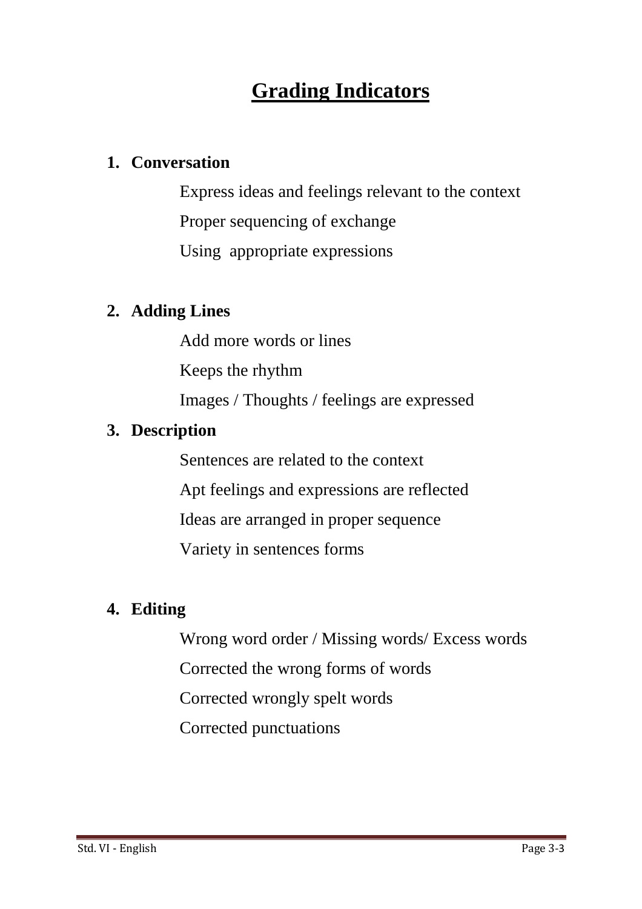# Grading Indicators

1. **Conversation**

   Express ideas and feelings relevant to the context

   Proper sequencing of exchange

   Using appropriate expressions

2. **Adding Lines**

   Add more words or lines

   Keeps the rhythm

   Images / Thoughts / feelings are expressed

3. **Description**

   Sentences are related to the context

   Apt feelings and expressions are reflected

   Ideas are arranged in proper sequence

   Variety in sentences forms

4. **Editing**

   Wrong word order / Missing words/ Excess words

   Corrected the wrong forms of words

   Corrected wrongly spelt words

   Corrected punctuations